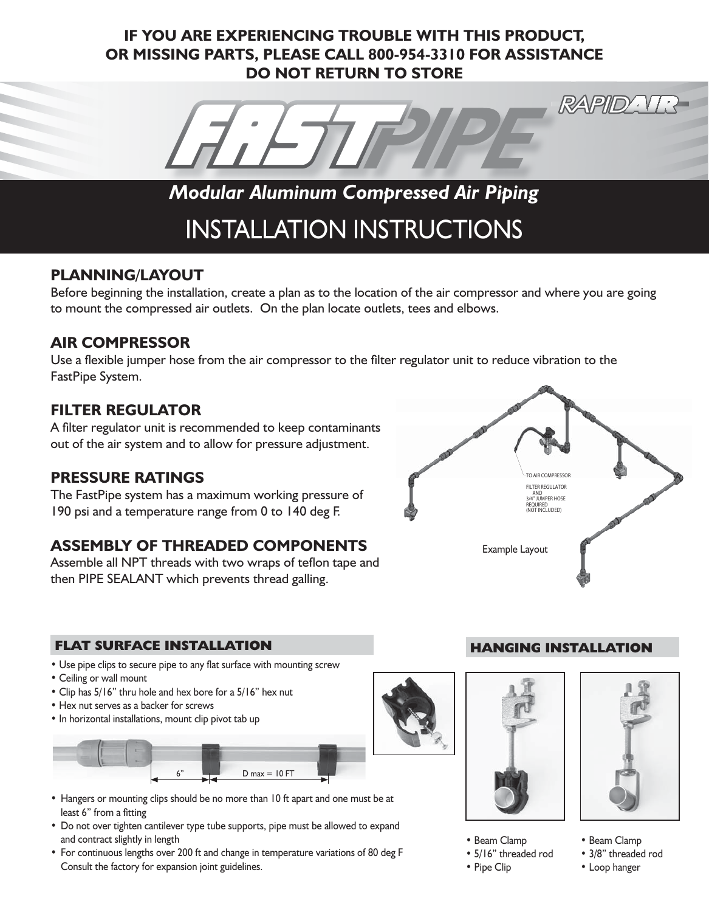**IF YOU ARE EXPERIENCING TROUBLE WITH THIS PRODUCT, OR MISSING PARTS, PLEASE CALL 800-954-3310 FOR ASSISTANCE DO NOT RETURN TO STORE**

# FASTPIPE

RAPIDAIR

*Modular Aluminum Compressed Air Piping*

# INSTALLATION INSTRUCTIONS

## PLANNING/LAYOUT

Before beginning the installation, create a plan as to the location of the air compressor and where you are going to mount the compressed air outlets. On the plan locate outlets, tees and elbows.

## AIR COMPRESSOR

Use a flexible jumper hose from the air compressor to the filter regulator unit to reduce vibration to the FastPipe System.

## FILTER REGULATOR

A filter regulator unit is recommended to keep contaminants out of the air system and to allow for pressure adjustment.

## PRESSURE RATINGS

The FastPipe system has a maximum working pressure of 190 psi and a temperature range from 0 to 140 deg F.

## ASSEMBLY OF THREADED COMPONENTS

Assemble all NPT threads with two wraps of teflon tape and then PIPE SEALANT which prevents thread galling.

TO AIR COMPRESSOR

FILTER REGULATOR AND 3/4" JUMPER HOSE REQUIRED (NOT INCLUDED)

Example Layout

## FLAT SURFACE INSTALLATION

- Use pipe clips to secure pipe to any flat surface with mounting screw
- Ceiling or wall mount
- Clip has 5/16" thru hole and hex bore for a 5/16" hex nut
- Hex nut serves as a backer for screws
- In horizontal installations, mount clip pivot tab up

6"

D max = 10 FT

- Hangers or mounting clips should be no more than 10 ft apart and one must be at least 6" from a fitting
- Do not over tighten cantilever type tube supports, pipe must be allowed to expand and contract slightly in length
- For continuous lengths over 200 ft and change in temperature variations of 80 deg F Consult the factory for expansion joint guidelines.

## HANGING INSTALLATION

- Beam Clamp
- 5/16" threaded rod
- Pipe Clip

- Beam Clamp
- 3/8" threaded rod
- Loop hanger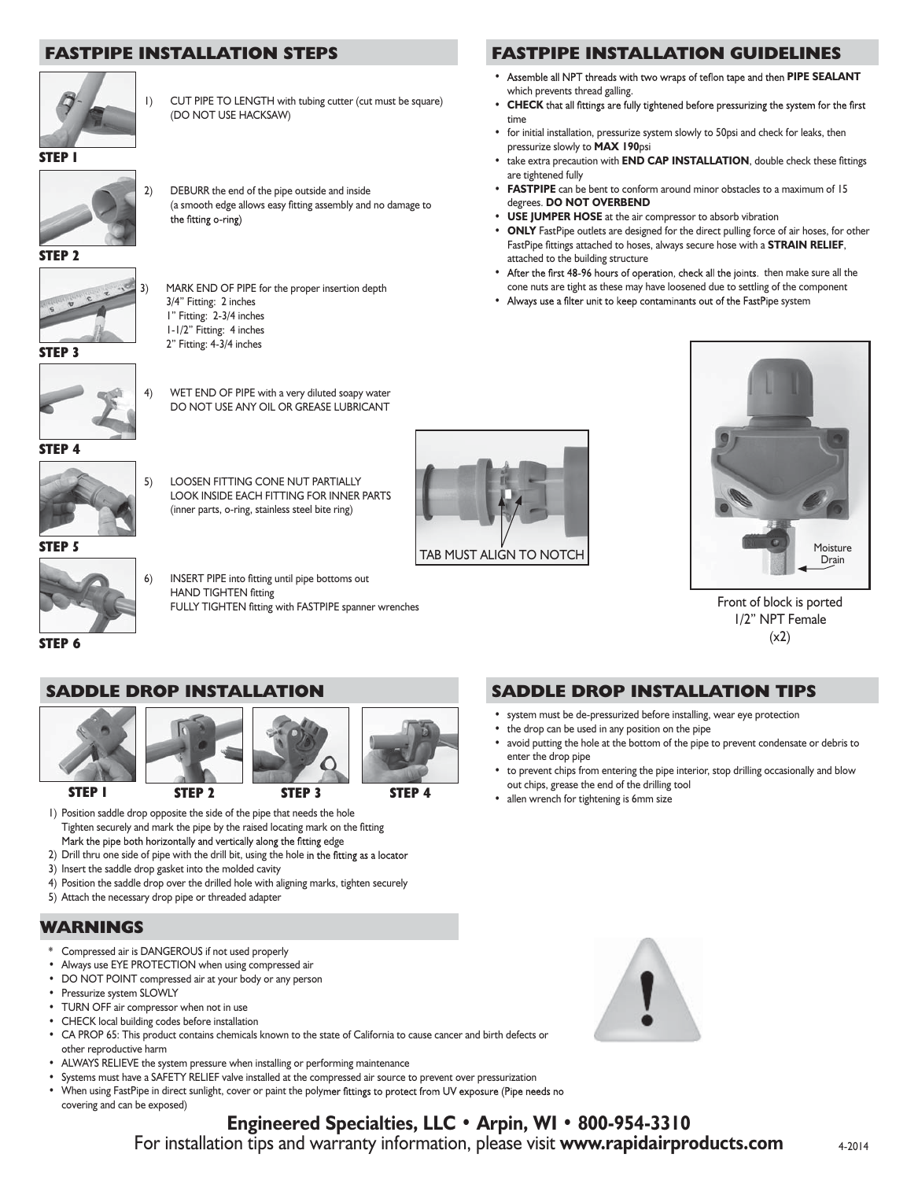## FASTPIPE INSTALLATION STEPS

1) CUT PIPE TO LENGTH with tubing cutter (cut must be square) (DO NOT USE HACKSAW)

**STEP 1**

2) DEBURR the end of the pipe outside and inside (a smooth edge allows easy fitting assembly and no damage to the fitting o-ring)

**STEP 2**

3) MARK END OF PIPE for the proper insertion depth
   3/4" Fitting: 2 inches
   1" Fitting: 2-3/4 inches
   1-1/2" Fitting: 4 inches
   2" Fitting: 4-3/4 inches

**STEP 3**

4) WET END OF PIPE with a very diluted soapy water
   DO NOT USE ANY OIL OR GREASE LUBRICANT

**STEP 4**

5) LOOSEN FITTING CONE NUT PARTIALLY
   LOOK INSIDE EACH FITTING FOR INNER PARTS
   (inner parts, o-ring, stainless steel bite ring)

**STEP 5**

6) INSERT PIPE into fitting until pipe bottoms out
   HAND TIGHTEN fitting
   FULLY TIGHTEN fitting with FASTPIPE spanner wrenches

**STEP 6**

TAB MUST ALIGN TO NOTCH

## FASTPIPE INSTALLATION GUIDELINES

- Assemble all NPT threads with two wraps of teflon tape and then **PIPE SEALANT** which prevents thread galling.
- **CHECK** that all fittings are fully tightened before pressurizing the system for the first time
- for initial installation, pressurize system slowly to 50psi and check for leaks, then pressurize slowly to **MAX 190**psi
- take extra precaution with **END CAP INSTALLATION**, double check these fittings are tightened fully
- **FASTPIPE** can be bent to conform around minor obstacles to a maximum of 15 degrees. **DO NOT OVERBEND**
- **USE JUMPER HOSE** at the air compressor to absorb vibration
- **ONLY** FastPipe outlets are designed for the direct pulling force of air hoses, for other FastPipe fittings attached to hoses, always secure hose with a **STRAIN RELIEF**, attached to the building structure
- After the first 48-96 hours of operation, check all the joints. then make sure all the cone nuts are tight as these may have loosened due to settling of the component
- Always use a filter unit to keep contaminants out of the FastPipe system

Moisture Drain

Front of block is ported 1/2" NPT Female (x2)

## SADDLE DROP INSTALLATION

**STEP 1** **STEP 2** **STEP 3** **STEP 4**

1) Position saddle drop opposite the side of the pipe that needs the hole
   Tighten securely and mark the pipe by the raised locating mark on the fitting
   Mark the pipe both horizontally and vertically along the fitting edge
2) Drill thru one side of pipe with the drill bit, using the hole in the fitting as a locator
3) Insert the saddle drop gasket into the molded cavity
4) Position the saddle drop over the drilled hole with aligning marks, tighten securely
5) Attach the necessary drop pipe or threaded adapter

## SADDLE DROP INSTALLATION TIPS

- system must be de-pressurized before installing, wear eye protection
- the drop can be used in any position on the pipe
- avoid putting the hole at the bottom of the pipe to prevent condensate or debris to enter the drop pipe
- to prevent chips from entering the pipe interior, stop drilling occasionally and blow out chips, grease the end of the drilling tool
- allen wrench for tightening is 6mm size

## WARNINGS

- * Compressed air is DANGEROUS if not used properly
- Always use EYE PROTECTION when using compressed air
- DO NOT POINT compressed air at your body or any person
- Pressurize system SLOWLY
- TURN OFF air compressor when not in use
- CHECK local building codes before installation
- CA PROP 65: This product contains chemicals known to the state of California to cause cancer and birth defects or other reproductive harm
- ALWAYS RELIEVE the system pressure when installing or performing maintenance
- Systems must have a SAFETY RELIEF valve installed at the compressed air source to prevent over pressurization
- When using FastPipe in direct sunlight, cover or paint the polymer fittings to protect from UV exposure (Pipe needs no covering and can be exposed)

**Engineered Specialties, LLC • Arpin, WI • 800-954-3310**

For installation tips and warranty information, please visit **www.rapidairproducts.com**

4-2014